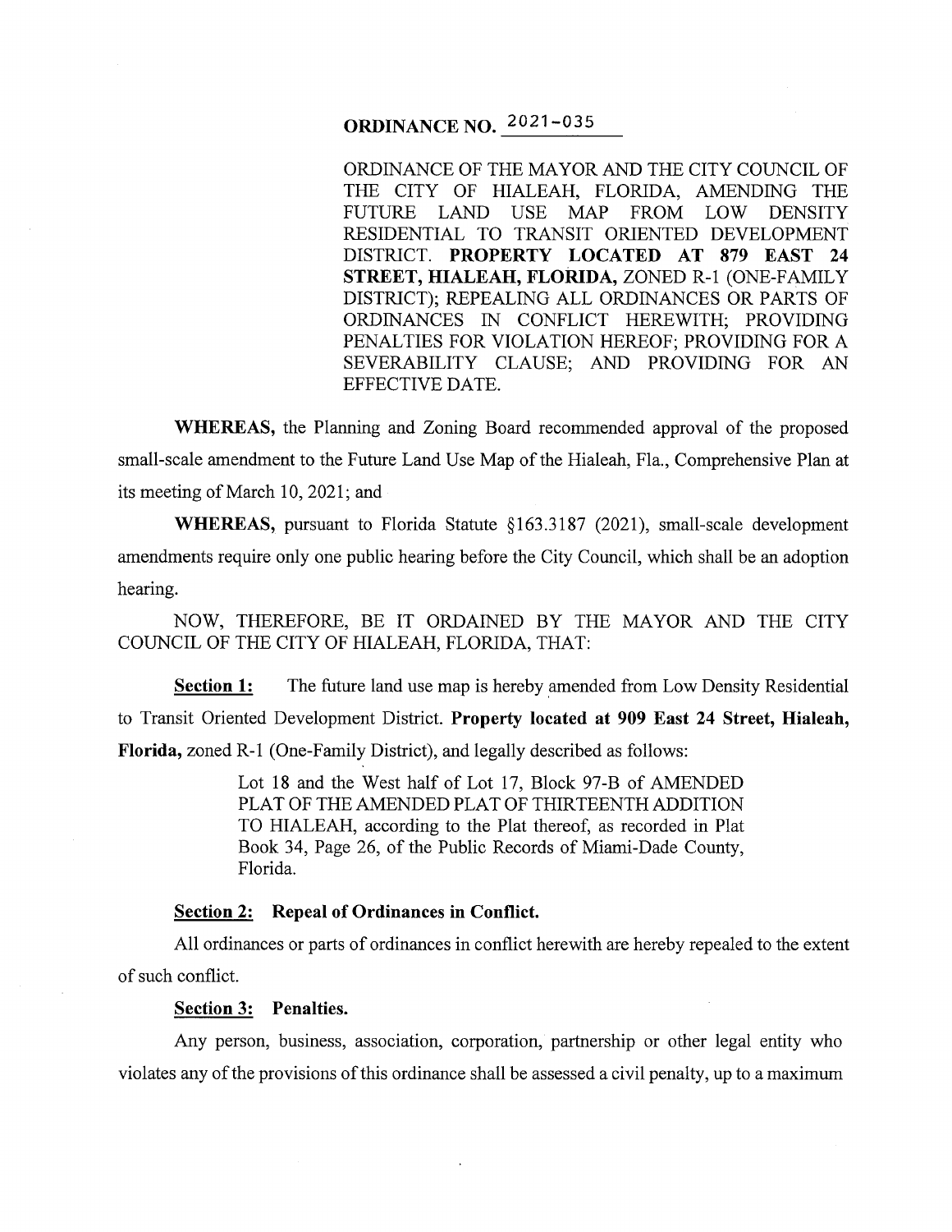# ORDINANCE NO. 2021-035

ORDINANCE OF THE MAYOR AND THE CITY COUNCIL OF THE CITY OF HIALEAH, FLORIDA, AMENDING THE FUTURE LAND USE MAP FROM LOW DENSITY RESIDENTIAL TO TRANSIT ORIENTED DEVELOPMENT DISTRICT. **PROPERTY LOCATED AT 879 EAST 24 STREET, HIALEAH, FLORIDA,** ZONED R-1 (ONE-FAMILY DISTRICT); REPEALING ALL ORDINANCES OR PARTS OF ORDINANCES IN CONFLICT HEREWITH; PROVIDING PENALTIES FOR VIOLATION HEREOF; PROVIDING FOR A SEVERABILITY CLAUSE; AND PROVIDING FOR AN EFFECTIVE DATE.

**WHEREAS,** the Planning and Zoning Board recommended approval of the proposed small-scale amendment to the Future Land Use Map of the Hialeah, Fla., Comprehensive Plan at its meeting of March 10, 2021; and

**WHEREAS,** pursuant to Florida Statute §163.3187 (2021), small-scale development amendments require only one public hearing before the City Council, which shall be an adoption hearing.

NOW, THEREFORE, BE IT ORDAINED BY THE MAYOR AND THE CITY COUNCIL OF THE CITY OF HIALEAH, FLORIDA, THAT:

**Section 1:** The future land use map is hereby amended from Low Density Residential to Transit Oriented Development District. **Property located at 909 East 24 Street, Hialeah, Florida,** zoned R-1 (One-Family District), and legally described as follows:

> Lot 18 and the West half of Lot 17, Block 97-B of AMENDED PLAT OF THE AMENDED PLAT OF THIRTEENTH ADDITION TO HIALEAH, according to the Plat thereof, as recorded in Plat Book 34, Page 26, of the Public Records of Miami-Dade County, Florida.

**Section 2: Repeal of Ordinances in Conflict.**

All ordinances or parts of ordinances in conflict herewith are hereby repealed to the extent of such conflict.

**Section 3: Penalties.**

Any person, business, association, corporation, partnership or other legal entity who violates any of the provisions of this ordinance shall be assessed a civil penalty, up to a maximum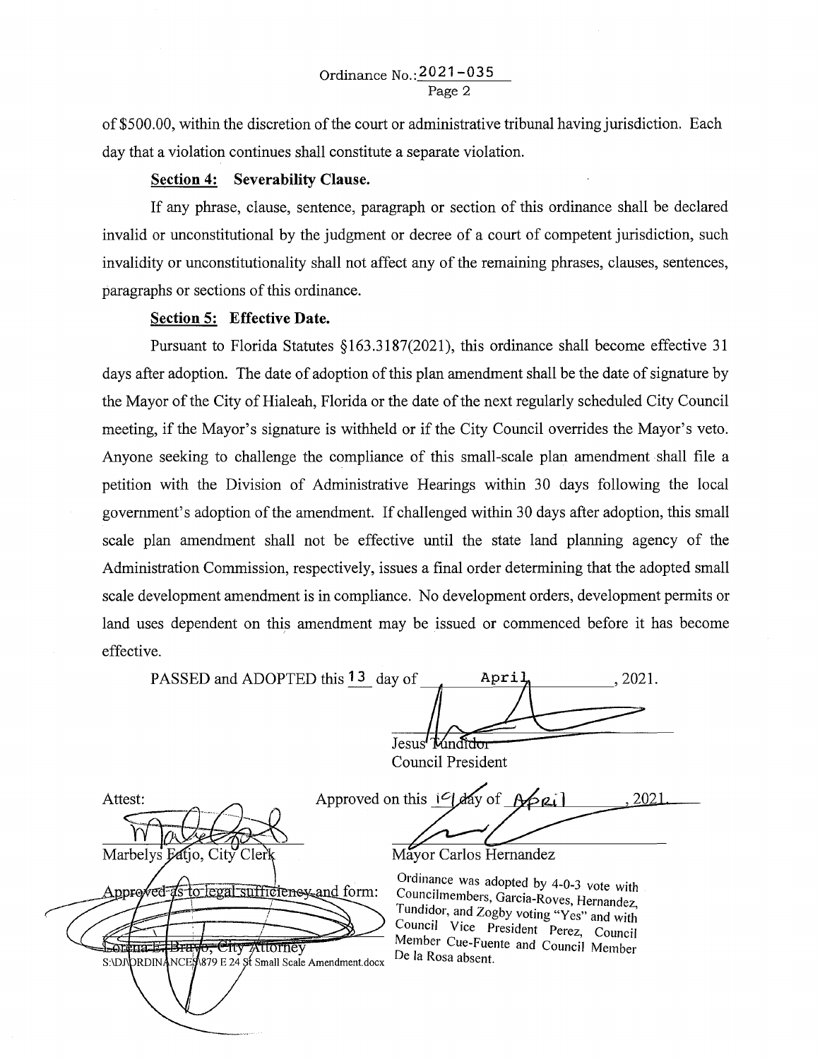of $500.00, within the discretion of the court or administrative tribunal having jurisdiction. Each day that a violation continues shall constitute a separate violation.

**Section 4: Severability Clause.**

If any phrase, clause, sentence, paragraph or section of this ordinance shall be declared invalid or unconstitutional by the judgment or decree of a court of competent jurisdiction, such invalidity or unconstitutionality shall not affect any of the remaining phrases, clauses, sentences, paragraphs or sections of this ordinance.

**Section 5: Effective Date.**

Pursuant to Florida Statutes §163.3187(2021), this ordinance shall become effective 31 days after adoption. The date of adoption of this plan amendment shall be the date of signature by the Mayor of the City of Hialeah, Florida or the date of the next regularly scheduled City Council meeting, if the Mayor's signature is withheld or if the City Council overrides the Mayor's veto. Anyone seeking to challenge the compliance of this small-scale plan amendment shall file a petition with the Division of Administrative Hearings within 30 days following the local government's adoption of the amendment. If challenged within 30 days after adoption, this small scale plan amendment shall not be effective until the state land planning agency of the Administration Commission, respectively, issues a final order determining that the adopted small scale development amendment is in compliance. No development orders, development permits or land uses dependent on this amendment may be issued or commenced before it has become effective.

PASSED and ADOPTED this 13 day of April, 2021.

Jesus Tundidor
Council President

Attest:

Marbelys Fatjo, City Clerk

Approved on this 19 day of April, 2021.

Mayor Carlos Hernandez

Approved as to legal sufficiency and form:

Lorena E. Bravo, City Attorney

S:\DJ\ORDINANCES\879 E 24 St Small Scale Amendment.docx

Ordinance was adopted by 4-0-3 vote with Councilmembers, Garcia-Roves, Hernandez, Tundidor, and Zogby voting "Yes" and with Council Vice President Perez, Council Member Cue-Fuente and Council Member De la Rosa absent.